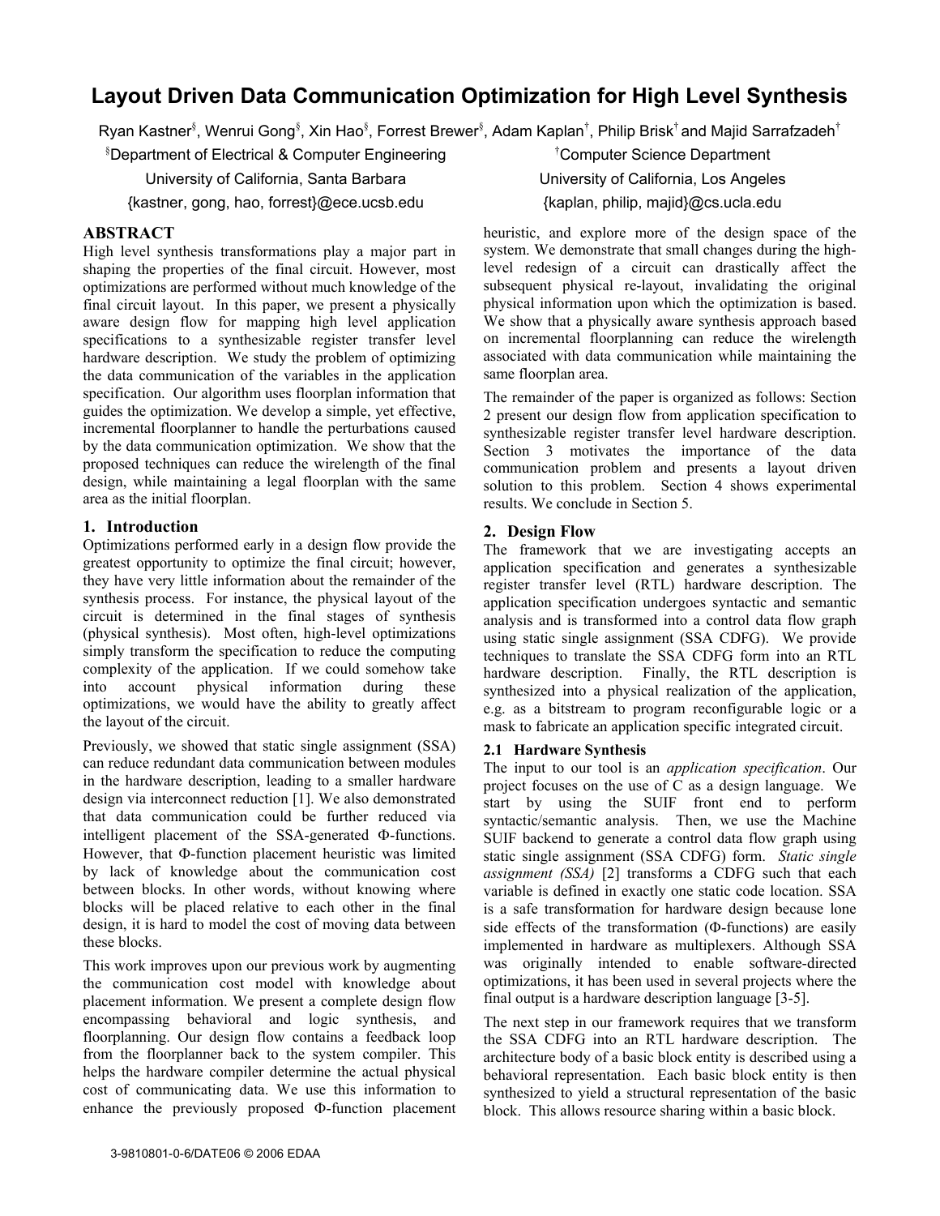# Layout Driven Data Communication Optimization for High Level Synthesis

Ryan Kastner[§], Wenrui Gong[§], Xin Hao[§], Forrest Brewer[§], Adam Kaplan[†], Philip Brisk[†] and Majid Sarrafzadeh[†]

[§]Department of Electrical & Computer Engineering
University of California, Santa Barbara
{kastner, gong, hao, forrest}@ece.ucsb.edu

[†]Computer Science Department
University of California, Los Angeles
{kaplan, philip, majid}@cs.ucla.edu

## ABSTRACT

High level synthesis transformations play a major part in shaping the properties of the final circuit. However, most optimizations are performed without much knowledge of the final circuit layout. In this paper, we present a physically aware design flow for mapping high level application specifications to a synthesizable register transfer level hardware description. We study the problem of optimizing the data communication of the variables in the application specification. Our algorithm uses floorplan information that guides the optimization. We develop a simple, yet effective, incremental floorplanner to handle the perturbations caused by the data communication optimization. We show that the proposed techniques can reduce the wirelength of the final design, while maintaining a legal floorplan with the same area as the initial floorplan.

## 1. Introduction

Optimizations performed early in a design flow provide the greatest opportunity to optimize the final circuit; however, they have very little information about the remainder of the synthesis process. For instance, the physical layout of the circuit is determined in the final stages of synthesis (physical synthesis). Most often, high-level optimizations simply transform the specification to reduce the computing complexity of the application. If we could somehow take into account physical information during these optimizations, we would have the ability to greatly affect the layout of the circuit.

Previously, we showed that static single assignment (SSA) can reduce redundant data communication between modules in the hardware description, leading to a smaller hardware design via interconnect reduction [1]. We also demonstrated that data communication could be further reduced via intelligent placement of the SSA-generated Φ-functions. However, that Φ-function placement heuristic was limited by lack of knowledge about the communication cost between blocks. In other words, without knowing where blocks will be placed relative to each other in the final design, it is hard to model the cost of moving data between these blocks.

This work improves upon our previous work by augmenting the communication cost model with knowledge about placement information. We present a complete design flow encompassing behavioral and logic synthesis, and floorplanning. Our design flow contains a feedback loop from the floorplanner back to the system compiler. This helps the hardware compiler determine the actual physical cost of communicating data. We use this information to enhance the previously proposed Φ-function placement heuristic, and explore more of the design space of the system. We demonstrate that small changes during the high-level redesign of a circuit can drastically affect the subsequent physical re-layout, invalidating the original physical information upon which the optimization is based. We show that a physically aware synthesis approach based on incremental floorplanning can reduce the wirelength associated with data communication while maintaining the same floorplan area.

The remainder of the paper is organized as follows: Section 2 present our design flow from application specification to synthesizable register transfer level hardware description. Section 3 motivates the importance of the data communication problem and presents a layout driven solution to this problem. Section 4 shows experimental results. We conclude in Section 5.

## 2. Design Flow

The framework that we are investigating accepts an application specification and generates a synthesizable register transfer level (RTL) hardware description. The application specification undergoes syntactic and semantic analysis and is transformed into a control data flow graph using static single assignment (SSA CDFG). We provide techniques to translate the SSA CDFG form into an RTL hardware description. Finally, the RTL description is synthesized into a physical realization of the application, e.g. as a bitstream to program reconfigurable logic or a mask to fabricate an application specific integrated circuit.

### 2.1 Hardware Synthesis

The input to our tool is an *application specification*. Our project focuses on the use of C as a design language. We start by using the SUIF front end to perform syntactic/semantic analysis. Then, we use the Machine SUIF backend to generate a control data flow graph using static single assignment (SSA CDFG) form. *Static single assignment (SSA)* [2] transforms a CDFG such that each variable is defined in exactly one static code location. SSA is a safe transformation for hardware design because lone side effects of the transformation (Φ-functions) are easily implemented in hardware as multiplexers. Although SSA was originally intended to enable software-directed optimizations, it has been used in several projects where the final output is a hardware description language [3-5].

The next step in our framework requires that we transform the SSA CDFG into an RTL hardware description. The architecture body of a basic block entity is described using a behavioral representation. Each basic block entity is then synthesized to yield a structural representation of the basic block. This allows resource sharing within a basic block.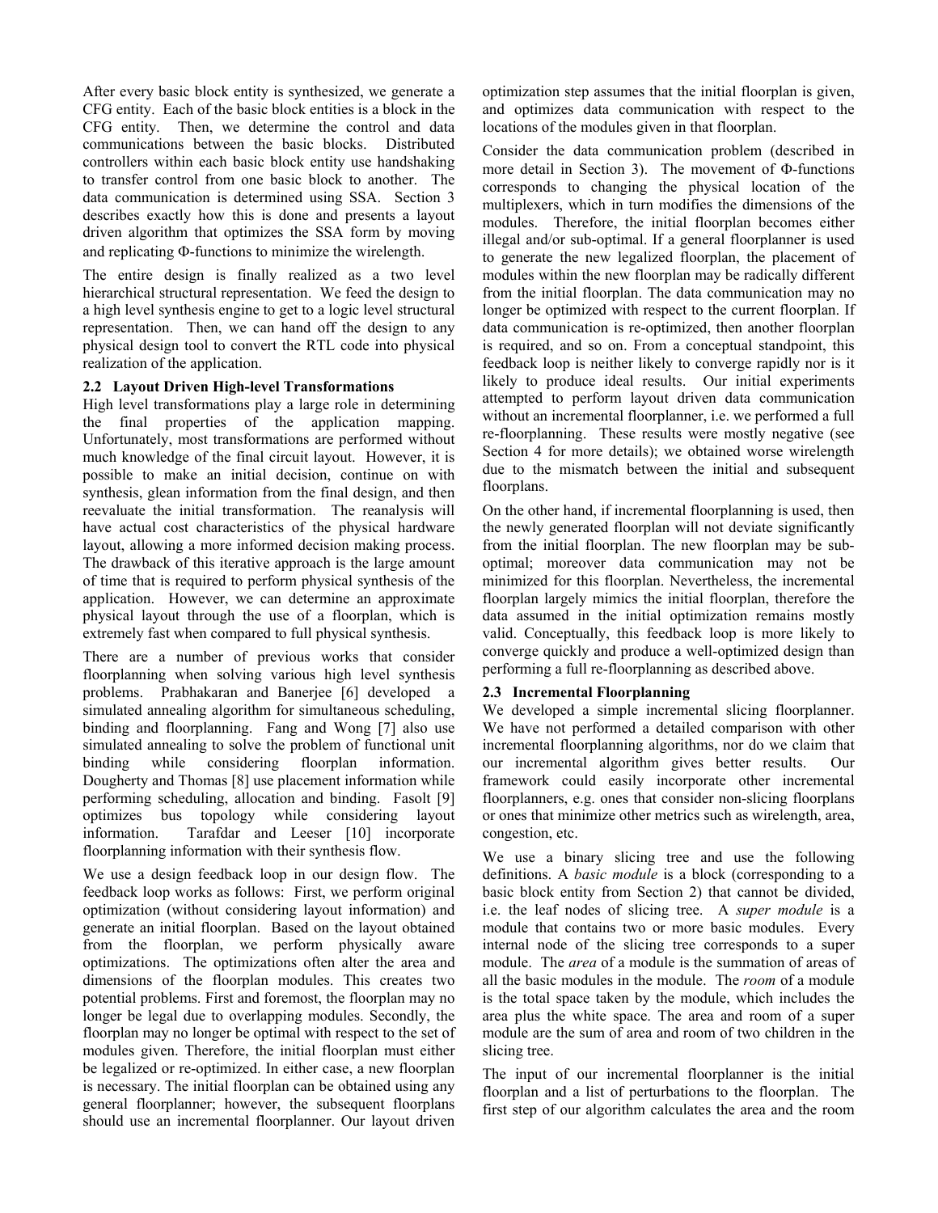After every basic block entity is synthesized, we generate a CFG entity. Each of the basic block entities is a block in the CFG entity. Then, we determine the control and data communications between the basic blocks. Distributed controllers within each basic block entity use handshaking to transfer control from one basic block to another. The data communication is determined using SSA. Section 3 describes exactly how this is done and presents a layout driven algorithm that optimizes the SSA form by moving and replicating Φ-functions to minimize the wirelength.

The entire design is finally realized as a two level hierarchical structural representation. We feed the design to a high level synthesis engine to get to a logic level structural representation. Then, we can hand off the design to any physical design tool to convert the RTL code into physical realization of the application.

### 2.2 Layout Driven High-level Transformations

High level transformations play a large role in determining the final properties of the application mapping. Unfortunately, most transformations are performed without much knowledge of the final circuit layout. However, it is possible to make an initial decision, continue on with synthesis, glean information from the final design, and then reevaluate the initial transformation. The reanalysis will have actual cost characteristics of the physical hardware layout, allowing a more informed decision making process. The drawback of this iterative approach is the large amount of time that is required to perform physical synthesis of the application. However, we can determine an approximate physical layout through the use of a floorplan, which is extremely fast when compared to full physical synthesis.

There are a number of previous works that consider floorplanning when solving various high level synthesis problems. Prabhakaran and Banerjee [6] developed a simulated annealing algorithm for simultaneous scheduling, binding and floorplanning. Fang and Wong [7] also use simulated annealing to solve the problem of functional unit binding while considering floorplan information. Dougherty and Thomas [8] use placement information while performing scheduling, allocation and binding. Fasolt [9] optimizes bus topology while considering layout information. Tarafdar and Leeser [10] incorporate floorplanning information with their synthesis flow.

We use a design feedback loop in our design flow. The feedback loop works as follows: First, we perform original optimization (without considering layout information) and generate an initial floorplan. Based on the layout obtained from the floorplan, we perform physically aware optimizations. The optimizations often alter the area and dimensions of the floorplan modules. This creates two potential problems. First and foremost, the floorplan may no longer be legal due to overlapping modules. Secondly, the floorplan may no longer be optimal with respect to the set of modules given. Therefore, the initial floorplan must either be legalized or re-optimized. In either case, a new floorplan is necessary. The initial floorplan can be obtained using any general floorplanner; however, the subsequent floorplans should use an incremental floorplanner. Our layout driven optimization step assumes that the initial floorplan is given, and optimizes data communication with respect to the locations of the modules given in that floorplan.

Consider the data communication problem (described in more detail in Section 3). The movement of Φ-functions corresponds to changing the physical location of the multiplexers, which in turn modifies the dimensions of the modules. Therefore, the initial floorplan becomes either illegal and/or sub-optimal. If a general floorplanner is used to generate the new legalized floorplan, the placement of modules within the new floorplan may be radically different from the initial floorplan. The data communication may no longer be optimized with respect to the current floorplan. If data communication is re-optimized, then another floorplan is required, and so on. From a conceptual standpoint, this feedback loop is neither likely to converge rapidly nor is it likely to produce ideal results. Our initial experiments attempted to perform layout driven data communication without an incremental floorplanner, i.e. we performed a full re-floorplanning. These results were mostly negative (see Section 4 for more details); we obtained worse wirelength due to the mismatch between the initial and subsequent floorplans.

On the other hand, if incremental floorplanning is used, then the newly generated floorplan will not deviate significantly from the initial floorplan. The new floorplan may be sub-optimal; moreover data communication may not be minimized for this floorplan. Nevertheless, the incremental floorplan largely mimics the initial floorplan, therefore the data assumed in the initial optimization remains mostly valid. Conceptually, this feedback loop is more likely to converge quickly and produce a well-optimized design than performing a full re-floorplanning as described above.

### 2.3 Incremental Floorplanning

We developed a simple incremental slicing floorplanner. We have not performed a detailed comparison with other incremental floorplanning algorithms, nor do we claim that our incremental algorithm gives better results. Our framework could easily incorporate other incremental floorplanners, e.g. ones that consider non-slicing floorplans or ones that minimize other metrics such as wirelength, area, congestion, etc.

We use a binary slicing tree and use the following definitions. A *basic module* is a block (corresponding to a basic block entity from Section 2) that cannot be divided, i.e. the leaf nodes of slicing tree. A *super module* is a module that contains two or more basic modules. Every internal node of the slicing tree corresponds to a super module. The *area* of a module is the summation of areas of all the basic modules in the module. The *room* of a module is the total space taken by the module, which includes the area plus the white space. The area and room of a super module are the sum of area and room of two children in the slicing tree.

The input of our incremental floorplanner is the initial floorplan and a list of perturbations to the floorplan. The first step of our algorithm calculates the area and the room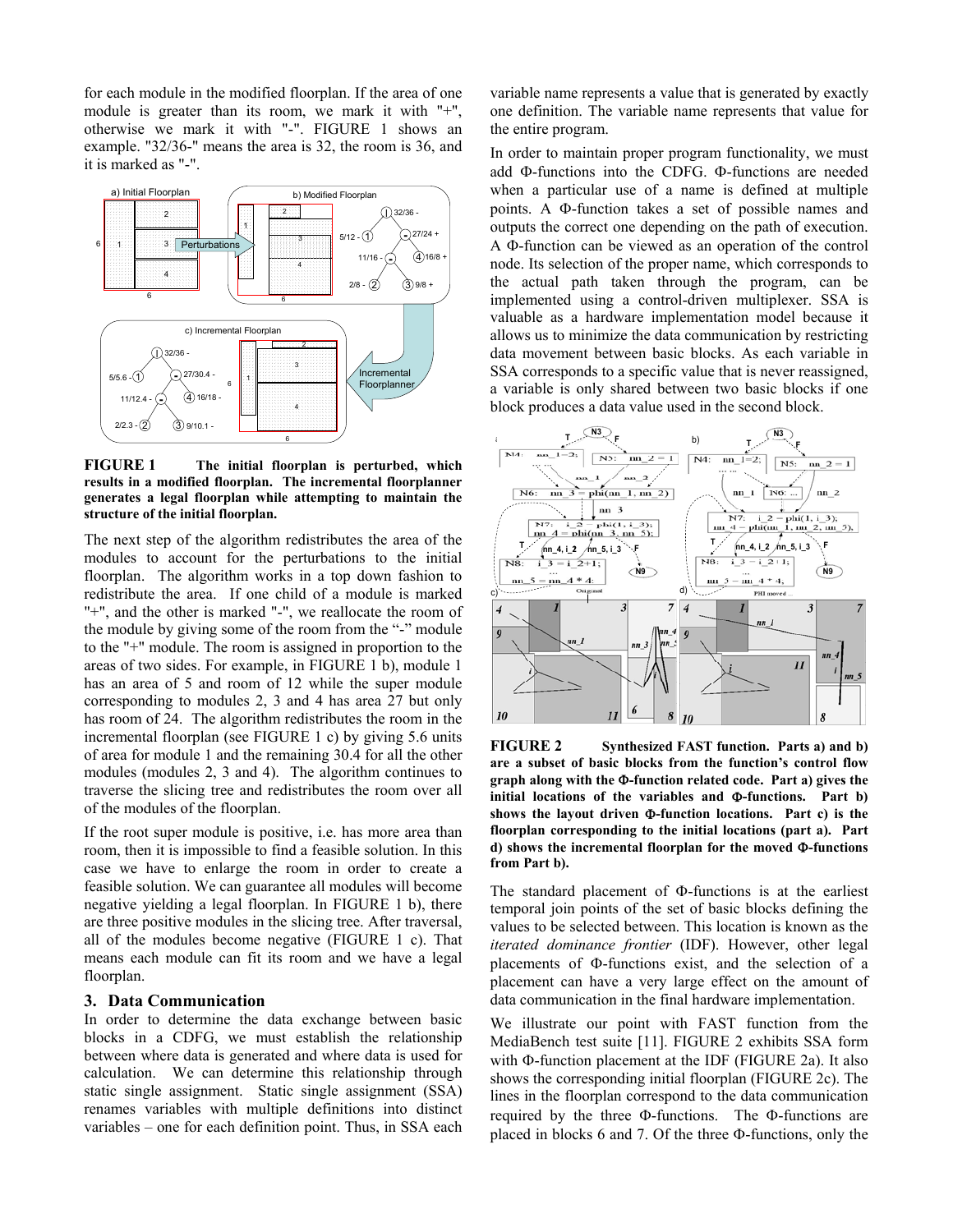for each module in the modified floorplan. If the area of one module is greater than its room, we mark it with "+", otherwise we mark it with "-". FIGURE 1 shows an example. "32/36-" means the area is 32, the room is 36, and it is marked as "-".

**FIGURE 1** **The initial floorplan is perturbed, which results in a modified floorplan. The incremental floorplanner generates a legal floorplan while attempting to maintain the structure of the initial floorplan.**

The next step of the algorithm redistributes the area of the modules to account for the perturbations to the initial floorplan. The algorithm works in a top down fashion to redistribute the area. If one child of a module is marked "+", and the other is marked "-", we reallocate the room of the module by giving some of the room from the "-" module to the "+" module. The room is assigned in proportion to the areas of two sides. For example, in FIGURE 1 b), module 1 has an area of 5 and room of 12 while the super module corresponding to modules 2, 3 and 4 has area 27 but only has room of 24. The algorithm redistributes the room in the incremental floorplan (see FIGURE 1 c) by giving 5.6 units of area for module 1 and the remaining 30.4 for all the other modules (modules 2, 3 and 4). The algorithm continues to traverse the slicing tree and redistributes the room over all of the modules of the floorplan.

If the root super module is positive, i.e. has more area than room, then it is impossible to find a feasible solution. In this case we have to enlarge the room in order to create a feasible solution. We can guarantee all modules will become negative yielding a legal floorplan. In FIGURE 1 b), there are three positive modules in the slicing tree. After traversal, all of the modules become negative (FIGURE 1 c). That means each module can fit its room and we have a legal floorplan.

## 3. Data Communication

In order to determine the data exchange between basic blocks in a CDFG, we must establish the relationship between where data is generated and where data is used for calculation. We can determine this relationship through static single assignment. Static single assignment (SSA) renames variables with multiple definitions into distinct variables – one for each definition point. Thus, in SSA each variable name represents a value that is generated by exactly one definition. The variable name represents that value for the entire program.

In order to maintain proper program functionality, we must add Φ-functions into the CDFG. Φ-functions are needed when a particular use of a name is defined at multiple points. A Φ-function takes a set of possible names and outputs the correct one depending on the path of execution. A Φ-function can be viewed as an operation of the control node. Its selection of the proper name, which corresponds to the actual path taken through the program, can be implemented using a control-driven multiplexer. SSA is valuable as a hardware implementation model because it allows us to minimize the data communication by restricting data movement between basic blocks. As each variable in SSA corresponds to a specific value that is never reassigned, a variable is only shared between two basic blocks if one block produces a data value used in the second block.

**FIGURE 2** **Synthesized FAST function. Parts a) and b) are a subset of basic blocks from the function's control flow graph along with the Φ-function related code. Part a) gives the initial locations of the variables and Φ-functions. Part b) shows the layout driven Φ-function locations. Part c) is the floorplan corresponding to the initial locations (part a). Part d) shows the incremental floorplan for the moved Φ-functions from Part b).**

The standard placement of Φ-functions is at the earliest temporal join points of the set of basic blocks defining the values to be selected between. This location is known as the *iterated dominance frontier* (IDF). However, other legal placements of Φ-functions exist, and the selection of a placement can have a very large effect on the amount of data communication in the final hardware implementation.

We illustrate our point with FAST function from the MediaBench test suite [11]. FIGURE 2 exhibits SSA form with Φ-function placement at the IDF (FIGURE 2a). It also shows the corresponding initial floorplan (FIGURE 2c). The lines in the floorplan correspond to the data communication required by the three Φ-functions. The Φ-functions are placed in blocks 6 and 7. Of the three Φ-functions, only the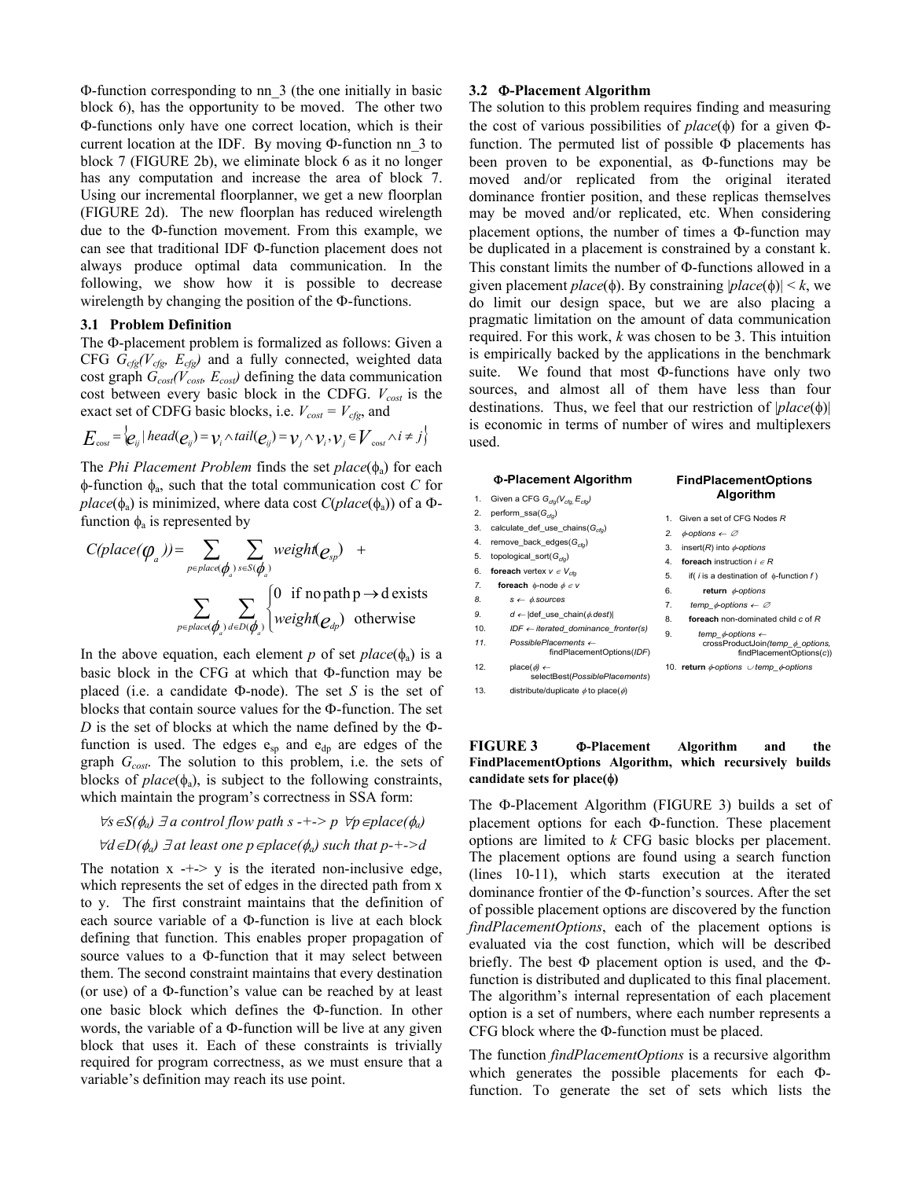Φ-function corresponding to nn_3 (the one initially in basic block 6), has the opportunity to be moved. The other two Φ-functions only have one correct location, which is their current location at the IDF. By moving Φ-function nn_3 to block 7 (FIGURE 2b), we eliminate block 6 as it no longer has any computation and increase the area of block 7. Using our incremental floorplanner, we get a new floorplan (FIGURE 2d). The new floorplan has reduced wirelength due to the Φ-function movement. From this example, we can see that traditional IDF Φ-function placement does not always produce optimal data communication. In the following, we show how it is possible to decrease wirelength by changing the position of the Φ-functions.

### 3.1 Problem Definition

The Φ-placement problem is formalized as follows: Given a CFG $G_{cfg}(V_{cfg}, E_{cfg})$ and a fully connected, weighted data cost graph $G_{cost}(V_{cost}, E_{cost})$ defining the data communication cost between every basic block in the CDFG. $V_{cost}$ is the exact set of CDFG basic blocks, i.e. $V_{cost} = V_{cfg}$, and

$$E_{cost} = \{ e_{ij} \mid head(e_{ij}) = v_i \wedge tail(e_{ij}) = v_j \wedge v_i, v_j \in V_{cost} \wedge i \neq j \}$$

The *Phi Placement Problem* finds the set $place(\phi_a)$ for each ϕ-function $\phi_a$, such that the total communication cost $C$ for $place(\phi_a)$ is minimized, where data cost $C(place(\phi_a))$ of a Φ-function $\phi_a$ is represented by

$$C(place(\varphi_a)) = \sum_{p \in place(\phi_a)} \sum_{s \in S(\phi_a)} weight(e_{sp}) \; + \sum_{p \in place(\phi_a)} \sum_{d \in D(\phi_a)} \begin{cases} 0 & \text{if no path } p \rightarrow d \text{ exists} \\ weight(e_{dp}) & \text{otherwise} \end{cases}$$

In the above equation, each element $p$ of set $place(\phi_a)$ is a basic block in the CFG at which that Φ-function may be placed (i.e. a candidate Φ-node). The set $S$ is the set of blocks that contain source values for the Φ-function. The set $D$ is the set of blocks at which the name defined by the Φ-function is used. The edges $e_{sp}$ and $e_{dp}$ are edges of the graph $G_{cost}$. The solution to this problem, i.e. the sets of blocks of $place(\phi_a)$, is subject to the following constraints, which maintain the program's correctness in SSA form:

$\forall s \in S(\phi_a)$ $\exists$ *a control flow path s -+-> p* $\forall p \in place(\phi_a)$

$\forall d \in D(\phi_a)$ $\exists$ *at least one* $p \in place(\phi_a)$ *such that p-+->d*

The notation x -+-> y is the iterated non-inclusive edge, which represents the set of edges in the directed path from x to y. The first constraint maintains that the definition of each source variable of a Φ-function is live at each block defining that function. This enables proper propagation of source values to a Φ-function that it may select between them. The second constraint maintains that every destination (or use) of a Φ-function's value can be reached by at least one basic block which defines the Φ-function. In other words, the variable of a Φ-function will be live at any given block that uses it. Each of these constraints is trivially required for program correctness, as we must ensure that a variable's definition may reach its use point.

### 3.2 Φ-Placement Algorithm

The solution to this problem requires finding and measuring the cost of various possibilities of $place(\phi)$ for a given Φ-function. The permuted list of possible Φ placements has been proven to be exponential, as Φ-functions may be moved and/or replicated from the original iterated dominance frontier position, and these replicas themselves may be moved and/or replicated, etc. When considering placement options, the number of times a Φ-function may be duplicated in a placement is constrained by a constant k. This constant limits the number of Φ-functions allowed in a given placement $place(\phi)$. By constraining $|place(\phi)| < k$, we do limit our design space, but we are also placing a pragmatic limitation on the amount of data communication required. For this work, $k$ was chosen to be 3. This intuition is empirically backed by the applications in the benchmark suite. We found that most Φ-functions have only two sources, and almost all of them have less than four destinations. Thus, we feel that our restriction of $|place(\phi)|$ is economic in terms of number of wires and multiplexers used.

**Φ-Placement Algorithm**

```
1.  Given a CFG Gcfg(Vcfg, Ecfg)
2.  perform_ssa(Gcfg)
3.  calculate_def_use_chains(Gcfg)
4.  remove_back_edges(Gcfg)
5.  topological_sort(Gcfg)
6.  foreach vertex v ∈ Vcfg
7.    foreach ϕ-node ϕ ∈ v
8.      s ← ϕ.sources
9.      d ← |def_use_chain(ϕ.dest)|
10.     IDF ← iterated_dominance_fronter(s)
11.     PossiblePlacements ←
            findPlacementOptions(IDF)
12.     place(ϕ) ←
            selectBest(PossiblePlacements)
13.     distribute/duplicate ϕ to place(ϕ)
```

**FindPlacementOptions Algorithm**

```
1.  Given a set of CFG Nodes R
2.  ϕ-options ← ∅
3.  insert(R) into ϕ-options
4.  foreach instruction i ∈ R
5.    if( i is a destination of ϕ-function f )
6.      return ϕ-options
7.    temp_ϕ-options ← ∅
8.  foreach non-dominated child c of R
9.    temp_ϕ-options ←
        crossProductJoin(temp_ϕ_options,
            findPlacementOptions(c))
10. return ϕ-options ∪ temp_ϕ-options
```

**FIGURE 3 Φ-Placement Algorithm and the FindPlacementOptions Algorithm, which recursively builds candidate sets for place(ϕ)**

The Φ-Placement Algorithm (FIGURE 3) builds a set of placement options for each Φ-function. These placement options are limited to $k$ CFG basic blocks per placement. The placement options are found using a search function (lines 10-11), which starts execution at the iterated dominance frontier of the Φ-function's sources. After the set of possible placement options are discovered by the function *findPlacementOptions*, each of the placement options is evaluated via the cost function, which will be described briefly. The best Φ placement option is used, and the Φ-function is distributed and duplicated to this final placement. The algorithm's internal representation of each placement option is a set of numbers, where each number represents a CFG block where the Φ-function must be placed.

The function *findPlacementOptions* is a recursive algorithm which generates the possible placements for each Φ-function. To generate the set of sets which lists the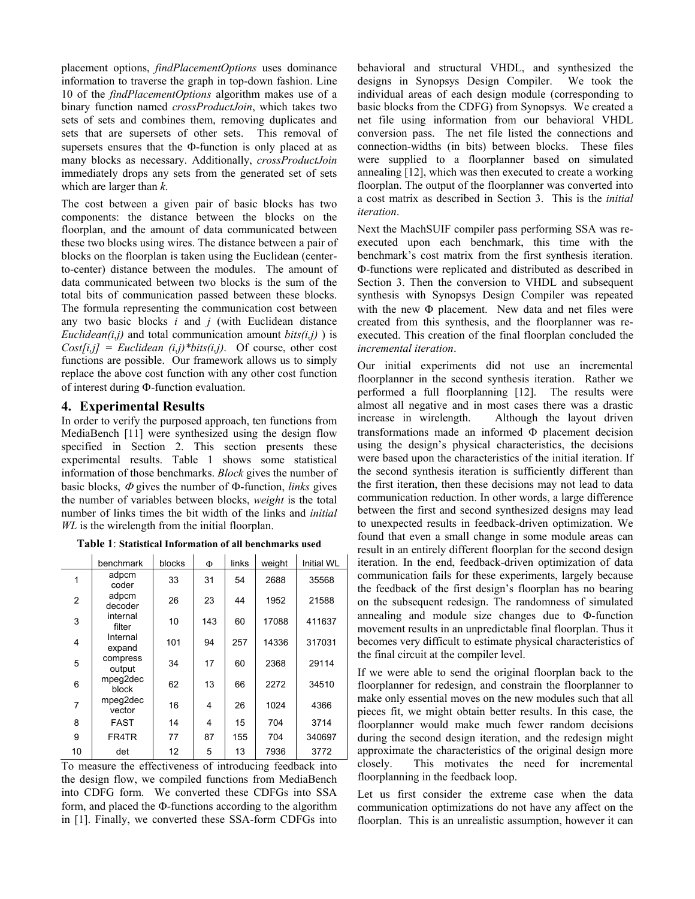placement options, *findPlacementOptions* uses dominance information to traverse the graph in top-down fashion. Line 10 of the *findPlacementOptions* algorithm makes use of a binary function named *crossProductJoin*, which takes two sets of sets and combines them, removing duplicates and sets that are supersets of other sets. This removal of supersets ensures that the Φ-function is only placed at as many blocks as necessary. Additionally, *crossProductJoin* immediately drops any sets from the generated set of sets which are larger than *k*.

The cost between a given pair of basic blocks has two components: the distance between the blocks on the floorplan, and the amount of data communicated between these two blocks using wires. The distance between a pair of blocks on the floorplan is taken using the Euclidean (center-to-center) distance between the modules. The amount of data communicated between two blocks is the sum of the total bits of communication passed between these blocks. The formula representing the communication cost between any two basic blocks *i* and *j* (with Euclidean distance *Euclidean(i,j)* and total communication amount *bits(i,j)* ) is *Cost[i,j] = Euclidean (i,j)\*bits(i,j)*. Of course, other cost functions are possible. Our framework allows us to simply replace the above cost function with any other cost function of interest during Φ-function evaluation.

## 4. Experimental Results

In order to verify the purposed approach, ten functions from MediaBench [11] were synthesized using the design flow specified in Section 2. This section presents these experimental results. Table 1 shows some statistical information of those benchmarks. *Block* gives the number of basic blocks, *Φ* gives the number of Φ-function, *links* gives the number of variables between blocks, *weight* is the total number of links times the bit width of the links and *initial WL* is the wirelength from the initial floorplan.

**Table 1**: **Statistical Information of all benchmarks used**

| | benchmark | blocks | Φ | links | weight | Initial WL |
|---|---|---|---|---|---|---|
| 1 | adpcm coder | 33 | 31 | 54 | 2688 | 35568 |
| 2 | adpcm decoder | 26 | 23 | 44 | 1952 | 21588 |
| 3 | internal filter | 10 | 143 | 60 | 17088 | 411637 |
| 4 | Internal expand | 101 | 94 | 257 | 14336 | 317031 |
| 5 | compress output | 34 | 17 | 60 | 2368 | 29114 |
| 6 | mpeg2dec block | 62 | 13 | 66 | 2272 | 34510 |
| 7 | mpeg2dec vector | 16 | 4 | 26 | 1024 | 4366 |
| 8 | FAST | 14 | 4 | 15 | 704 | 3714 |
| 9 | FR4TR | 77 | 87 | 155 | 704 | 340697 |
| 10 | det | 12 | 5 | 13 | 7936 | 3772 |

To measure the effectiveness of introducing feedback into the design flow, we compiled functions from MediaBench into CDFG form. We converted these CDFGs into SSA form, and placed the Φ-functions according to the algorithm in [1]. Finally, we converted these SSA-form CDFGs into behavioral and structural VHDL, and synthesized the designs in Synopsys Design Compiler. We took the individual areas of each design module (corresponding to basic blocks from the CDFG) from Synopsys. We created a net file using information from our behavioral VHDL conversion pass. The net file listed the connections and connection-widths (in bits) between blocks. These files were supplied to a floorplanner based on simulated annealing [12], which was then executed to create a working floorplan. The output of the floorplanner was converted into a cost matrix as described in Section 3. This is the *initial iteration*.

Next the MachSUIF compiler pass performing SSA was re-executed upon each benchmark, this time with the benchmark's cost matrix from the first synthesis iteration. Φ-functions were replicated and distributed as described in Section 3. Then the conversion to VHDL and subsequent synthesis with Synopsys Design Compiler was repeated with the new Φ placement. New data and net files were created from this synthesis, and the floorplanner was re-executed. This creation of the final floorplan concluded the *incremental iteration*.

Our initial experiments did not use an incremental floorplanner in the second synthesis iteration. Rather we performed a full floorplanning [12]. The results were almost all negative and in most cases there was a drastic increase in wirelength. Although the layout driven transformations made an informed Φ placement decision using the design's physical characteristics, the decisions were based upon the characteristics of the initial iteration. If the second synthesis iteration is sufficiently different than the first iteration, then these decisions may not lead to data communication reduction. In other words, a large difference between the first and second synthesized designs may lead to unexpected results in feedback-driven optimization. We found that even a small change in some module areas can result in an entirely different floorplan for the second design iteration. In the end, feedback-driven optimization of data communication fails for these experiments, largely because the feedback of the first design's floorplan has no bearing on the subsequent redesign. The randomness of simulated annealing and module size changes due to Φ-function movement results in an unpredictable final floorplan. Thus it becomes very difficult to estimate physical characteristics of the final circuit at the compiler level.

If we were able to send the original floorplan back to the floorplanner for redesign, and constrain the floorplanner to make only essential moves on the new modules such that all pieces fit, we might obtain better results. In this case, the floorplanner would make much fewer random decisions during the second design iteration, and the redesign might approximate the characteristics of the original design more closely. This motivates the need for incremental floorplanning in the feedback loop.

Let us first consider the extreme case when the data communication optimizations do not have any affect on the floorplan. This is an unrealistic assumption, however it can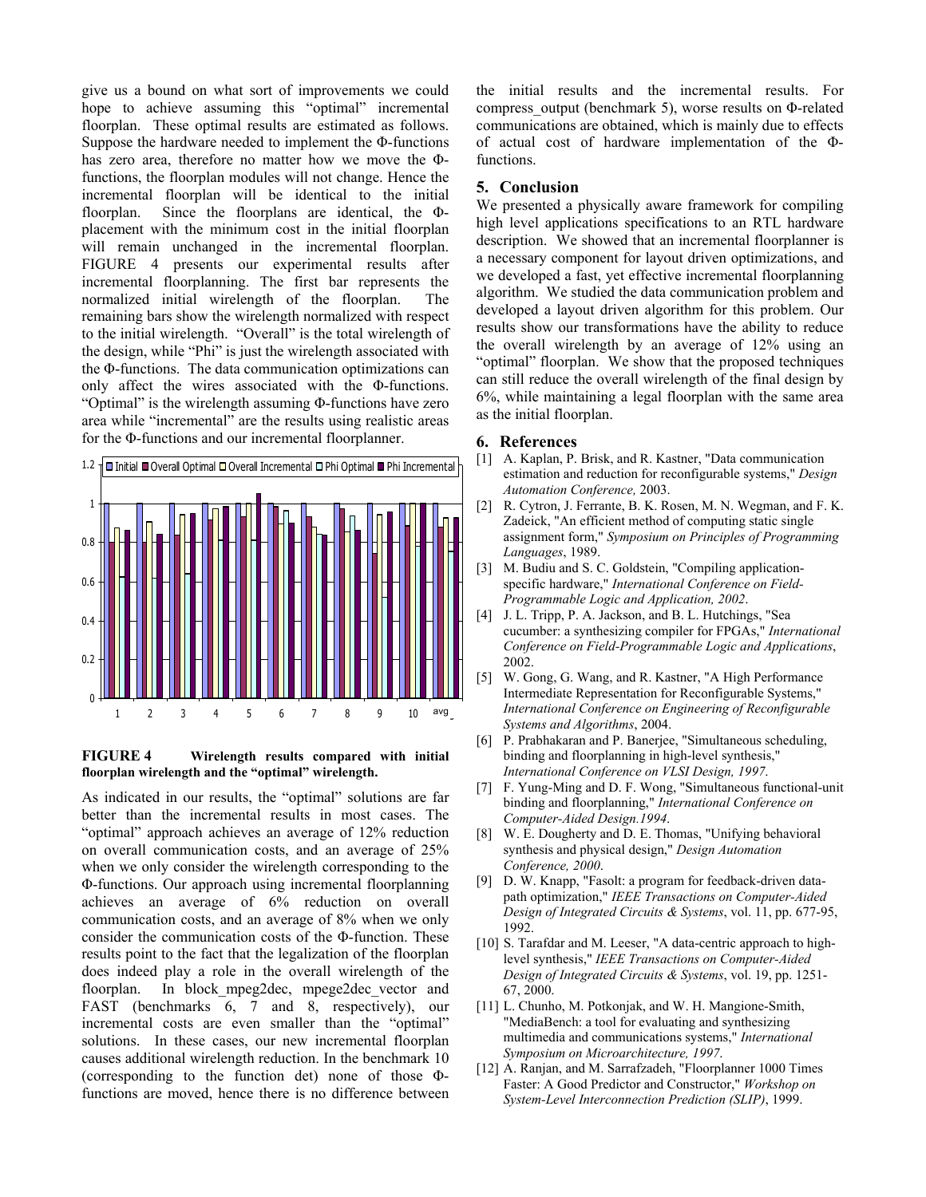give us a bound on what sort of improvements we could hope to achieve assuming this "optimal" incremental floorplan. These optimal results are estimated as follows. Suppose the hardware needed to implement the Φ-functions has zero area, therefore no matter how we move the Φ-functions, the floorplan modules will not change. Hence the incremental floorplan will be identical to the initial floorplan. Since the floorplans are identical, the Φ-placement with the minimum cost in the initial floorplan will remain unchanged in the incremental floorplan. FIGURE 4 presents our experimental results after incremental floorplanning. The first bar represents the normalized initial wirelength of the floorplan. The remaining bars show the wirelength normalized with respect to the initial wirelength. "Overall" is the total wirelength of the design, while "Phi" is just the wirelength associated with the Φ-functions. The data communication optimizations can only affect the wires associated with the Φ-functions. "Optimal" is the wirelength assuming Φ-functions have zero area while "incremental" are the results using realistic areas for the Φ-functions and our incremental floorplanner.

Initial, Overall Optimal, Overall Incremental, Phi Optimal, Phi Incremental

1.2, 1, 0.8, 0.6, 0.4, 0.2, 0

1 2 3 4 5 6 7 8 9 10 avg

**FIGURE 4** **Wirelength results compared with initial floorplan wirelength and the "optimal" wirelength.**

As indicated in our results, the "optimal" solutions are far better than the incremental results in most cases. The "optimal" approach achieves an average of 12% reduction on overall communication costs, and an average of 25% when we only consider the wirelength corresponding to the Φ-functions. Our approach using incremental floorplanning achieves an average of 6% reduction on overall communication costs, and an average of 8% when we only consider the communication costs of the Φ-function. These results point to the fact that the legalization of the floorplan does indeed play a role in the overall wirelength of the floorplan. In block_mpeg2dec, mpege2dec_vector and FAST (benchmarks 6, 7 and 8, respectively), our incremental costs are even smaller than the "optimal" solutions. In these cases, our new incremental floorplan causes additional wirelength reduction. In the benchmark 10 (corresponding to the function det) none of those Φ-functions are moved, hence there is no difference between the initial results and the incremental results. For compress_output (benchmark 5), worse results on Φ-related communications are obtained, which is mainly due to effects of actual cost of hardware implementation of the Φ-functions.

## 5. Conclusion

We presented a physically aware framework for compiling high level applications specifications to an RTL hardware description. We showed that an incremental floorplanner is a necessary component for layout driven optimizations, and we developed a fast, yet effective incremental floorplanning algorithm. We studied the data communication problem and developed a layout driven algorithm for this problem. Our results show our transformations have the ability to reduce the overall wirelength by an average of 12% using an "optimal" floorplan. We show that the proposed techniques can still reduce the overall wirelength of the final design by 6%, while maintaining a legal floorplan with the same area as the initial floorplan.

## 6. References

[1] A. Kaplan, P. Brisk, and R. Kastner, "Data communication estimation and reduction for reconfigurable systems," *Design Automation Conference,* 2003.

[2] R. Cytron, J. Ferrante, B. K. Rosen, M. N. Wegman, and F. K. Zadeick, "An efficient method of computing static single assignment form," *Symposium on Principles of Programming Languages*, 1989.

[3] M. Budiu and S. C. Goldstein, "Compiling application-specific hardware," *International Conference on Field-Programmable Logic and Application, 2002*.

[4] J. L. Tripp, P. A. Jackson, and B. L. Hutchings, "Sea cucumber: a synthesizing compiler for FPGAs," *International Conference on Field-Programmable Logic and Applications*, 2002.

[5] W. Gong, G. Wang, and R. Kastner, "A High Performance Intermediate Representation for Reconfigurable Systems," *International Conference on Engineering of Reconfigurable Systems and Algorithms*, 2004.

[6] P. Prabhakaran and P. Banerjee, "Simultaneous scheduling, binding and floorplanning in high-level synthesis," *International Conference on VLSI Design, 1997*.

[7] F. Yung-Ming and D. F. Wong, "Simultaneous functional-unit binding and floorplanning," *International Conference on Computer-Aided Design.1994*.

[8] W. E. Dougherty and D. E. Thomas, "Unifying behavioral synthesis and physical design," *Design Automation Conference, 2000*.

[9] D. W. Knapp, "Fasolt: a program for feedback-driven data-path optimization," *IEEE Transactions on Computer-Aided Design of Integrated Circuits & Systems*, vol. 11, pp. 677-95, 1992.

[10] S. Tarafdar and M. Leeser, "A data-centric approach to high-level synthesis," *IEEE Transactions on Computer-Aided Design of Integrated Circuits & Systems*, vol. 19, pp. 1251-67, 2000.

[11] L. Chunho, M. Potkonjak, and W. H. Mangione-Smith, "MediaBench: a tool for evaluating and synthesizing multimedia and communications systems," *International Symposium on Microarchitecture, 1997*.

[12] A. Ranjan, and M. Sarrafzadeh, "Floorplanner 1000 Times Faster: A Good Predictor and Constructor," *Workshop on System-Level Interconnection Prediction (SLIP)*, 1999.